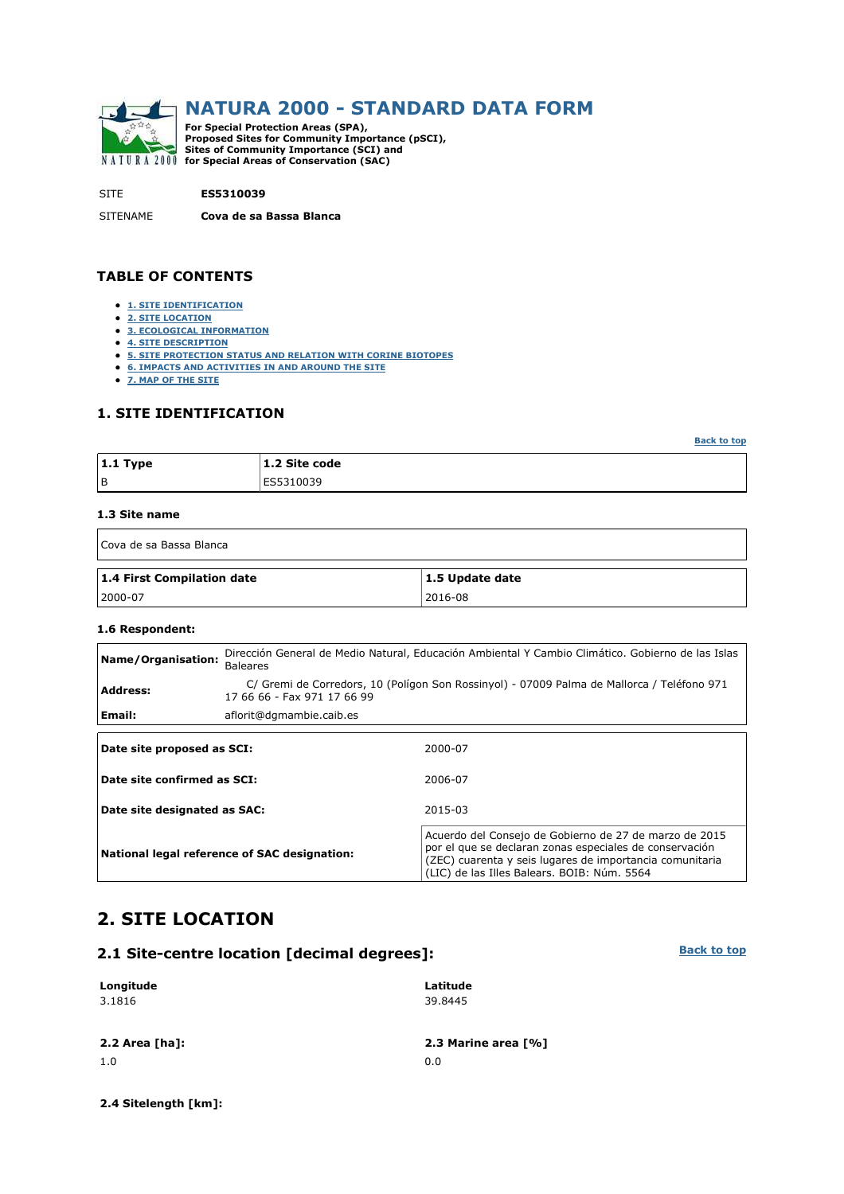# NATURA 2000 - STANDARD DATA FORM

**For Special Protection Areas (SPA), Proposed Sites for Community Importance (pSCI), Sites of Community Importance (SCI) and for Special Areas of Conservation (SAC)**

SITE **ES5310039**

SITENAME **Cova de sa Bassa Blanca**

## TABLE OF CONTENTS

- 1. SITE IDENTIFICATION
- 2. SITE LOCATION
- 3. ECOLOGICAL INFORMATION
- 4. SITE DESCRIPTION
- 5. SITE PROTECTION STATUS AND RELATION WITH CORINE BIOTOPES
- 6. IMPACTS AND ACTIVITIES IN AND AROUND THE SITE
- 7. MAP OF THE SITE

## 1. SITE IDENTIFICATION

Back to top

| 1.1 Type | 1.2 Site code |
|---|---|
| B | ES5310039 |

### 1.3 Site name

Cova de sa Bassa Blanca

| 1.4 First Compilation date | 1.5 Update date |
|---|---|
| 2000-07 | 2016-08 |

### 1.6 Respondent:

| | |
|---|---|
| **Name/Organisation:** | Dirección General de Medio Natural, Educación Ambiental Y Cambio Climático. Gobierno de las Islas Baleares |
| **Address:** | C/ Gremi de Corredors, 10 (Polígon Son Rossinyol) - 07009 Palma de Mallorca / Teléfono 971 17 66 66 - Fax 971 17 66 99 |
| **Email:** | aflorit@dgmambie.caib.es |

| | |
|---|---|
| **Date site proposed as SCI:** | 2000-07 |
| **Date site confirmed as SCI:** | 2006-07 |
| **Date site designated as SAC:** | 2015-03 |
| **National legal reference of SAC designation:** | Acuerdo del Consejo de Gobierno de 27 de marzo de 2015 por el que se declaran zonas especiales de conservación (ZEC) cuarenta y seis lugares de importancia comunitaria (LIC) de las Illes Balears. BOIB: Núm. 5564 |

## 2. SITE LOCATION

### 2.1 Site-centre location [decimal degrees]:

Back to top

| Longitude | Latitude |
|---|---|
| 3.1816 | 39.8445 |

| 2.2 Area [ha]: | 2.3 Marine area [%] |
|---|---|
| 1.0 | 0.0 |

**2.4 Sitelength [km]:**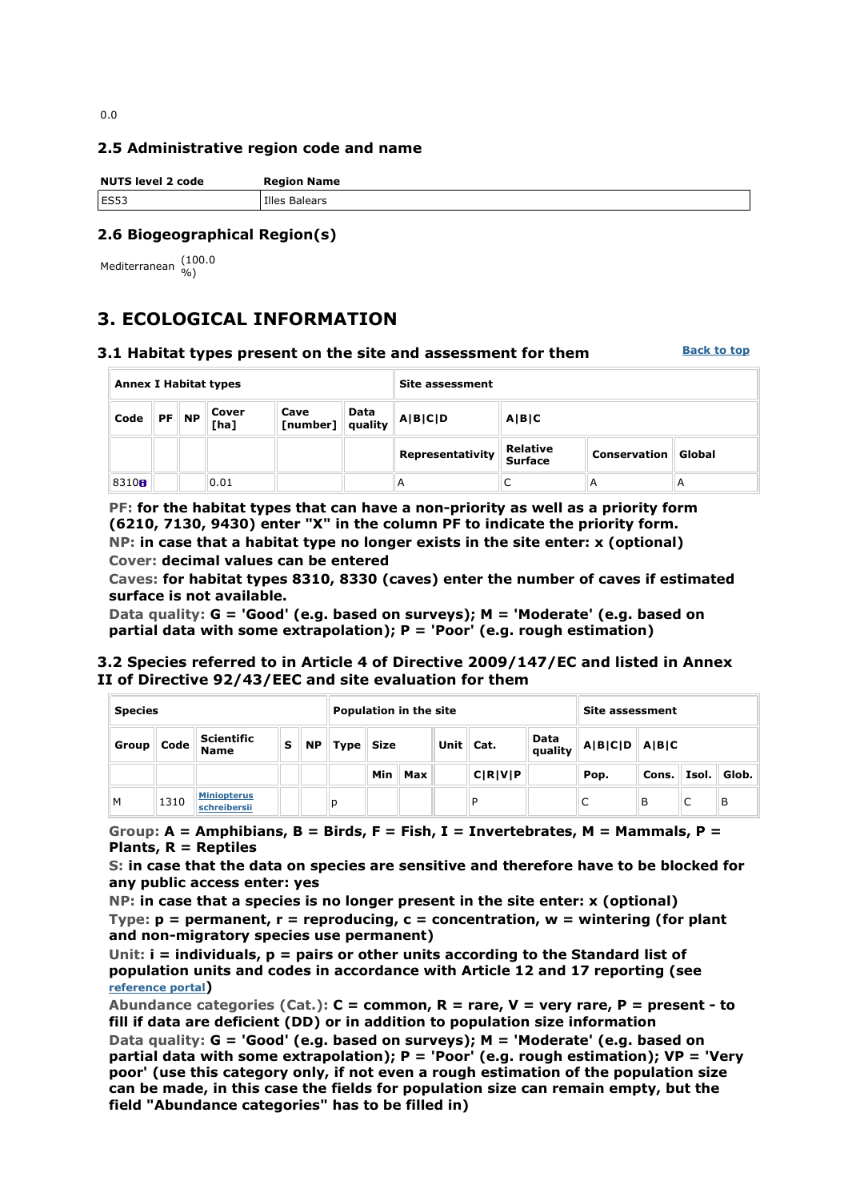0.0

### 2.5 Administrative region code and name

| NUTS level 2 code | Region Name |
|---|---|
| ES53 | Illes Balears |

### 2.6 Biogeographical Region(s)

Mediterranean (100.0 %)

## 3. ECOLOGICAL INFORMATION

### 3.1 Habitat types present on the site and assessment for them

Back to top

| Annex I Habitat types | | | | | | Site assessment | | | |
|---|---|---|---|---|---|---|---|---|---|
| Code | PF | NP | Cover [ha] | Cave [number] | Data quality | A\|B\|C\|D | A\|B\|C | | |
| | | | | | | Representativity | Relative Surface | Conservation | Global |
| 8310 | | | 0.01 | | | A | C | A | A |

**PF: for the habitat types that can have a non-priority as well as a priority form (6210, 7130, 9430) enter "X" in the column PF to indicate the priority form.**
**NP: in case that a habitat type no longer exists in the site enter: x (optional)**
**Cover: decimal values can be entered**
**Caves: for habitat types 8310, 8330 (caves) enter the number of caves if estimated surface is not available.**
**Data quality: G = 'Good' (e.g. based on surveys); M = 'Moderate' (e.g. based on partial data with some extrapolation); P = 'Poor' (e.g. rough estimation)**

### 3.2 Species referred to in Article 4 of Directive 2009/147/EC and listed in Annex II of Directive 92/43/EEC and site evaluation for them

| Species | | | | | Population in the site | | | | | | Site assessment | | | |
|---|---|---|---|---|---|---|---|---|---|---|---|---|---|---|
| Group | Code | Scientific Name | S | NP | Type | Size | | Unit | Cat. | Data quality | A\|B\|C\|D | A\|B\|C | | |
| | | | | | | Min | Max | | C\|R\|V\|P | | Pop. | Cons. | Isol. | Glob. |
| M | 1310 | Miniopterus schreibersii | | | p | | | | P | | C | B | C | B |

**Group: A = Amphibians, B = Birds, F = Fish, I = Invertebrates, M = Mammals, P = Plants, R = Reptiles**
**S: in case that the data on species are sensitive and therefore have to be blocked for any public access enter: yes**
**NP: in case that a species is no longer present in the site enter: x (optional)**
**Type: p = permanent, r = reproducing, c = concentration, w = wintering (for plant and non-migratory species use permanent)**
**Unit: i = individuals, p = pairs or other units according to the Standard list of population units and codes in accordance with Article 12 and 17 reporting (see reference portal)**
**Abundance categories (Cat.): C = common, R = rare, V = very rare, P = present - to fill if data are deficient (DD) or in addition to population size information**
**Data quality: G = 'Good' (e.g. based on surveys); M = 'Moderate' (e.g. based on partial data with some extrapolation); P = 'Poor' (e.g. rough estimation); VP = 'Very poor' (use this category only, if not even a rough estimation of the population size can be made, in this case the fields for population size can remain empty, but the field "Abundance categories" has to be filled in)**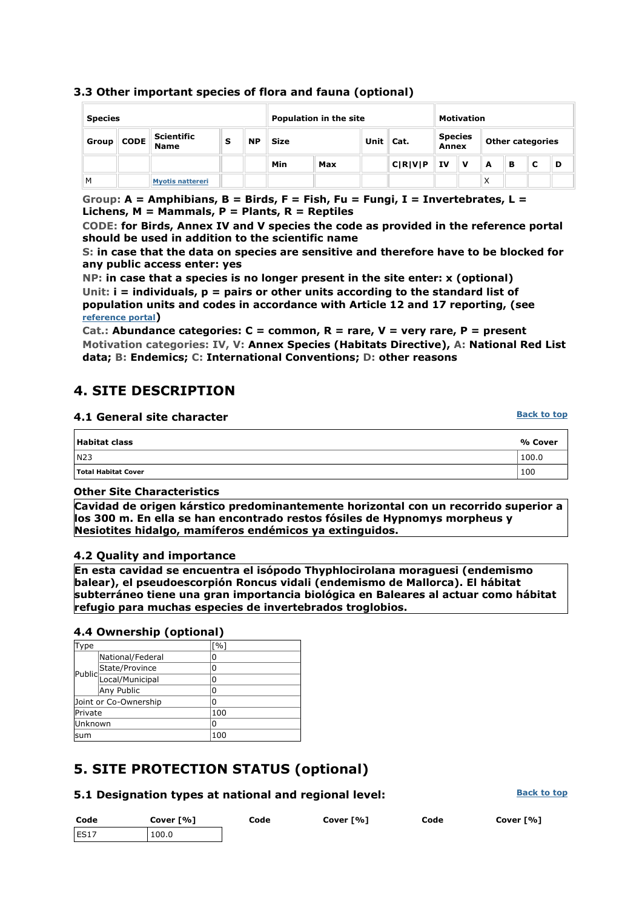### 3.3 Other important species of flora and fauna (optional)

| Species | | | | | Population in the site | | | | Motivation | | | | | |
|---|---|---|---|---|---|---|---|---|---|---|---|---|---|---|
| Group | CODE | Scientific Name | S | NP | Size | | Unit | Cat. | Species Annex | | Other categories | | | |
| | | | | | Min | Max | | C\|R\|V\|P | IV | V | A | B | C | D |
| M | | Myotis nattereri | | | | | | | | | X | | | |

**Group:** A = Amphibians, B = Birds, F = Fish, Fu = Fungi, I = Invertebrates, L = Lichens, M = Mammals, P = Plants, R = Reptiles

**CODE:** for Birds, Annex IV and V species the code as provided in the reference portal should be used in addition to the scientific name

**S:** in case that the data on species are sensitive and therefore have to be blocked for any public access enter: yes

**NP:** in case that a species is no longer present in the site enter: x (optional)

**Unit:** i = individuals, p = pairs or other units according to the standard list of population units and codes in accordance with Article 12 and 17 reporting, (see reference portal)

**Cat.:** Abundance categories: C = common, R = rare, V = very rare, P = present

**Motivation categories:** IV, V: Annex Species (Habitats Directive), A: National Red List data; B: Endemics; C: International Conventions; D: other reasons

## 4. SITE DESCRIPTION

### 4.1 General site character

| Habitat class | % Cover |
|---|---|
| N23 | 100.0 |
| **Total Habitat Cover** | 100 |

**Other Site Characteristics**

**Cavidad de origen kárstico predominantemente horizontal con un recorrido superior a los 300 m. En ella se han encontrado restos fósiles de Hypnomys morpheus y Nesiotites hidalgo, mamíferos endémicos ya extinguidos.**

### 4.2 Quality and importance

**En esta cavidad se encuentra el isópodo Thyphlocirolana moraguesi (endemismo balear), el pseudoescorpión Roncus vidali (endemismo de Mallorca). El hábitat subterráneo tiene una gran importancia biológica en Baleares al actuar como hábitat refugio para muchas especies de invertebrados troglobios.**

### 4.4 Ownership (optional)

| Type | | [%] |
|---|---|---|
| Public | National/Federal | 0 |
| | State/Province | 0 |
| | Local/Municipal | 0 |
| | Any Public | 0 |
| Joint or Co-Ownership | | 0 |
| Private | | 100 |
| Unknown | | 0 |
| sum | | 100 |

## 5. SITE PROTECTION STATUS (optional)

### 5.1 Designation types at national and regional level:

| Code | Cover [%] | Code | Cover [%] | Code | Cover [%] |
|---|---|---|---|---|---|
| ES17 | 100.0 | | | | |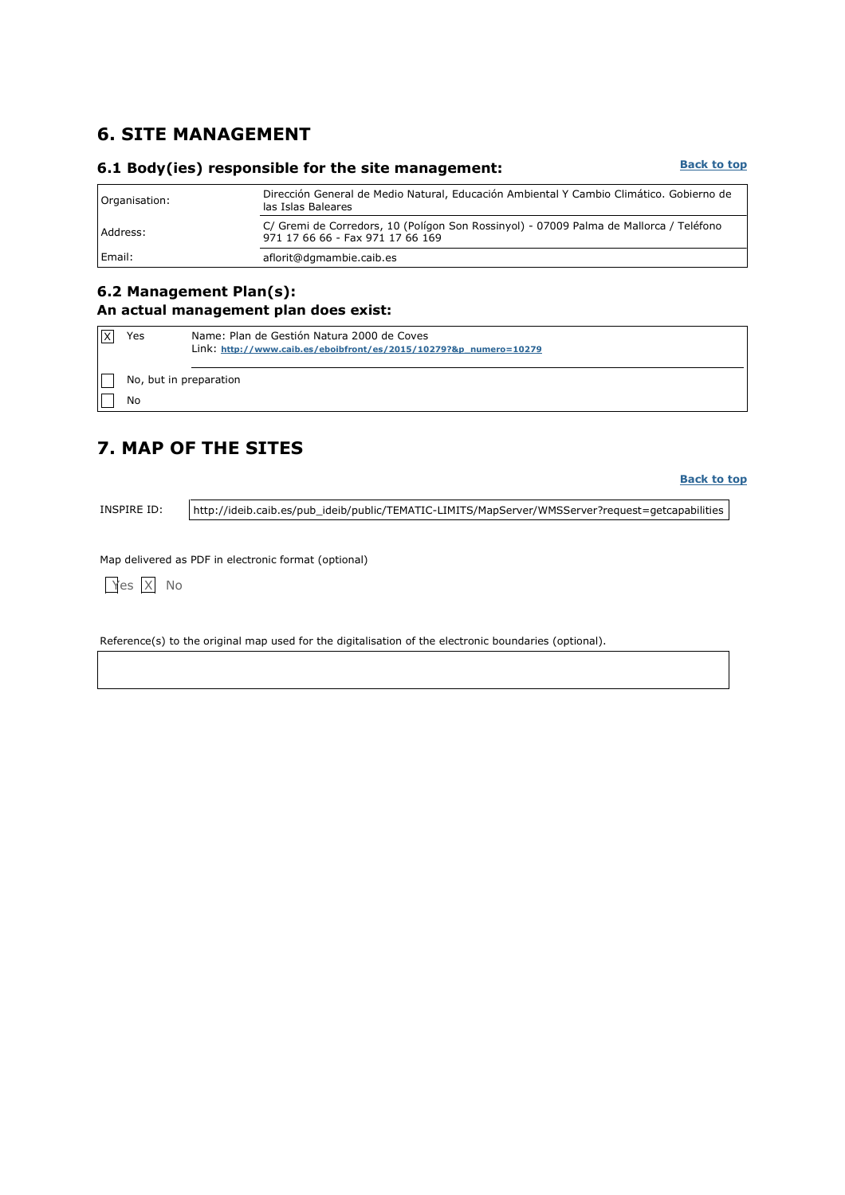## 6. SITE MANAGEMENT

### 6.1 Body(ies) responsible for the site management:

Back to top

| | |
|---|---|
| Organisation: | Dirección General de Medio Natural, Educación Ambiental Y Cambio Climático. Gobierno de las Islas Baleares |
| Address: | C/ Gremi de Corredors, 10 (Polígon Son Rossinyol) - 07009 Palma de Mallorca / Teléfono 971 17 66 66 - Fax 971 17 66 169 |
| Email: | aflorit@dgmambie.caib.es |

### 6.2 Management Plan(s):

**An actual management plan does exist:**

| | | |
|---|---|---|
| X | Yes | Name: Plan de Gestión Natura 2000 de Coves<br>Link: http://www.caib.es/eboibfront/es/2015/10279?&p_numero=10279 |
| | No, but in preparation | |
| | No | |

## 7. MAP OF THE SITES

Back to top

INSPIRE ID: http://ideib.caib.es/pub_ideib/public/TEMATIC-LIMITS/MapServer/WMSServer?request=getcapabilities

Map delivered as PDF in electronic format (optional)

☐ Yes ☒ No

Reference(s) to the original map used for the digitalisation of the electronic boundaries (optional).